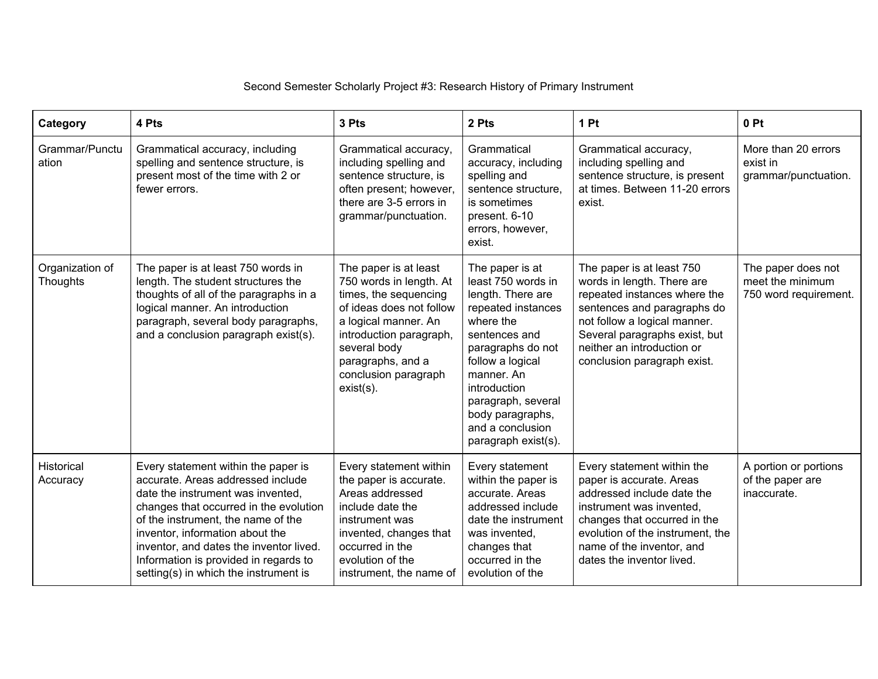Second Semester Scholarly Project #3: Research History of Primary Instrument

| Category | 4 Pts | 3 Pts | 2 Pts | 1 Pt | 0 Pt |
|---|---|---|---|---|---|
| Grammar/Punctuation | Grammatical accuracy, including spelling and sentence structure, is present most of the time with 2 or fewer errors. | Grammatical accuracy, including spelling and sentence structure, is often present; however, there are 3-5 errors in grammar/punctuation. | Grammatical accuracy, including spelling and sentence structure, is sometimes present. 6-10 errors, however, exist. | Grammatical accuracy, including spelling and sentence structure, is present at times. Between 11-20 errors exist. | More than 20 errors exist in grammar/punctuation. |
| Organization of Thoughts | The paper is at least 750 words in length. The student structures the thoughts of all of the paragraphs in a logical manner. An introduction paragraph, several body paragraphs, and a conclusion paragraph exist(s). | The paper is at least 750 words in length. At times, the sequencing of ideas does not follow a logical manner. An introduction paragraph, several body paragraphs, and a conclusion paragraph exist(s). | The paper is at least 750 words in length. There are repeated instances where the sentences and paragraphs do not follow a logical manner. An introduction paragraph, several body paragraphs, and a conclusion paragraph exist(s). | The paper is at least 750 words in length. There are repeated instances where the sentences and paragraphs do not follow a logical manner. Several paragraphs exist, but neither an introduction or conclusion paragraph exist. | The paper does not meet the minimum 750 word requirement. |
| Historical Accuracy | Every statement within the paper is accurate. Areas addressed include date the instrument was invented, changes that occurred in the evolution of the instrument, the name of the inventor, information about the inventor, and dates the inventor lived. Information is provided in regards to setting(s) in which the instrument is | Every statement within the paper is accurate. Areas addressed include date the instrument was invented, changes that occurred in the evolution of the instrument, the name of | Every statement within the paper is accurate. Areas addressed include date the instrument was invented, changes that occurred in the evolution of the | Every statement within the paper is accurate. Areas addressed include date the instrument was invented, changes that occurred in the evolution of the instrument, the name of the inventor, and dates the inventor lived. | A portion or portions of the paper are inaccurate. |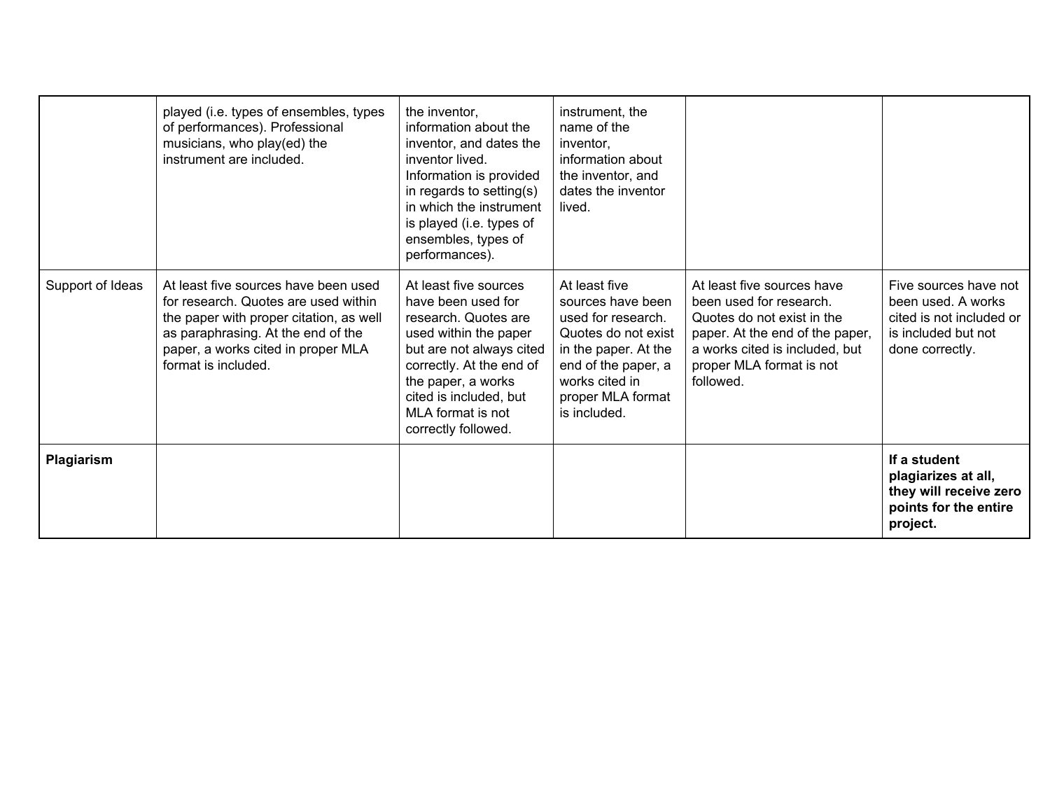| | | | | | |
|---|---|---|---|---|---|
| | played (i.e. types of ensembles, types of performances). Professional musicians, who play(ed) the instrument are included. | the inventor, information about the inventor, and dates the inventor lived. Information is provided in regards to setting(s) in which the instrument is played (i.e. types of ensembles, types of performances). | instrument, the name of the inventor, information about the inventor, and dates the inventor lived. | | |
| Support of Ideas | At least five sources have been used for research. Quotes are used within the paper with proper citation, as well as paraphrasing. At the end of the paper, a works cited in proper MLA format is included. | At least five sources have been used for research. Quotes are used within the paper but are not always cited correctly. At the end of the paper, a works cited is included, but MLA format is not correctly followed. | At least five sources have been used for research. Quotes do not exist in the paper. At the end of the paper, a works cited in proper MLA format is included. | At least five sources have been used for research. Quotes do not exist in the paper. At the end of the paper, a works cited is included, but proper MLA format is not followed. | Five sources have not been used. A works cited is not included or is included but not done correctly. |
| **Plagiarism** | | | | | **If a student plagiarizes at all, they will receive zero points for the entire project.** |